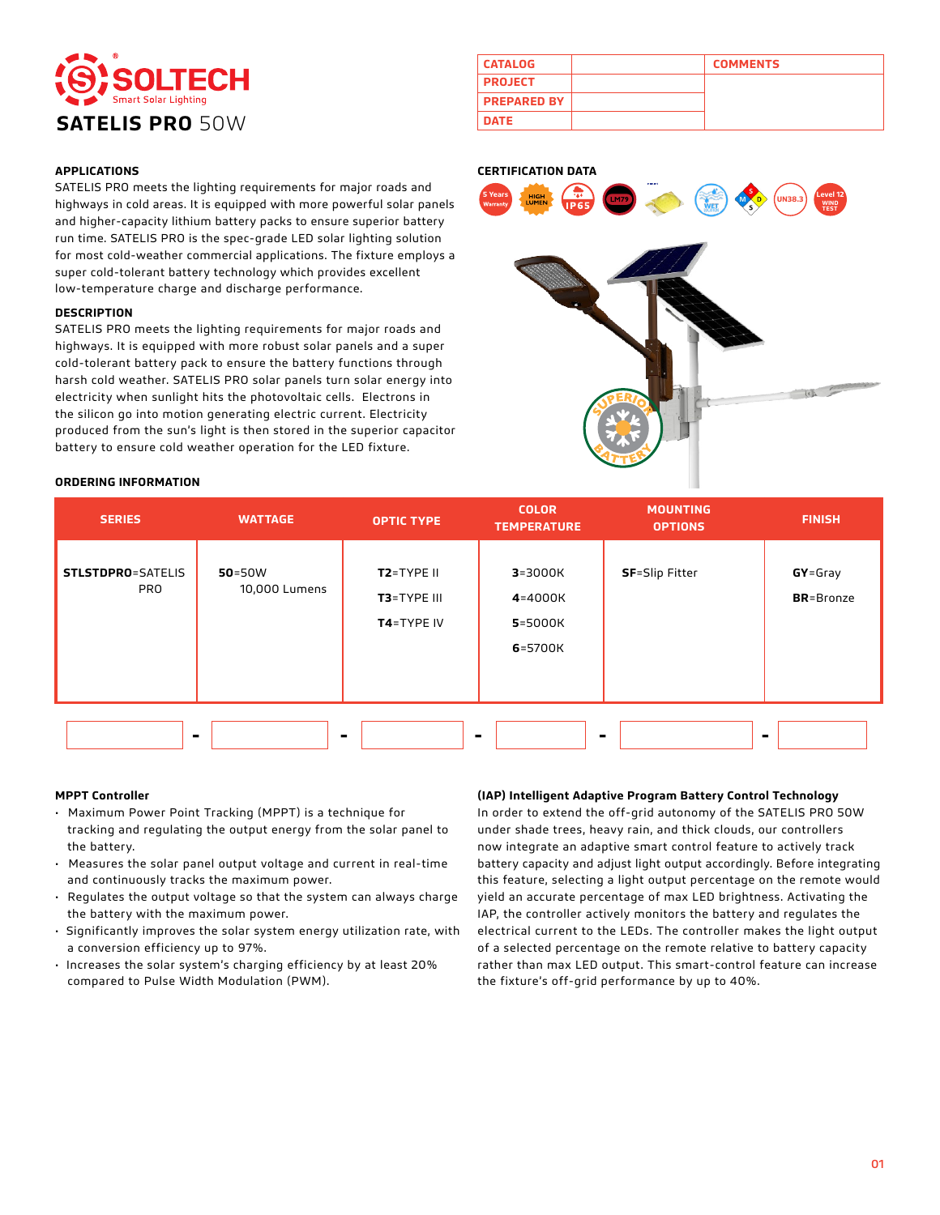# SOLTECH
Smart Solar Lighting

## SATELIS PRO 50W

| CATALOG | | COMMENTS |
|---|---|---|
| PROJECT | | |
| PREPARED BY | | |
| DATE | | |

### APPLICATIONS

SATELIS PRO meets the lighting requirements for major roads and highways in cold areas. It is equipped with more powerful solar panels and higher-capacity lithium battery packs to ensure superior battery run time. SATELIS PRO is the spec-grade LED solar lighting solution for most cold-weather commercial applications. The fixture employs a super cold-tolerant battery technology which provides excellent low-temperature charge and discharge performance.

### DESCRIPTION

SATELIS PRO meets the lighting requirements for major roads and highways. It is equipped with more robust solar panels and a super cold-tolerant battery pack to ensure the battery functions through harsh cold weather. SATELIS PRO solar panels turn solar energy into electricity when sunlight hits the photovoltaic cells. Electrons in the silicon go into motion generating electric current. Electricity produced from the sun's light is then stored in the superior capacitor battery to ensure cold weather operation for the LED fixture.

### CERTIFICATION DATA

5 Years Warranty, HIGH LUMEN, IP65, LM79, WET, UN38.3, Level 12 WIND TEST

### ORDERING INFORMATION

| SERIES | WATTAGE | OPTIC TYPE | COLOR TEMPERATURE | MOUNTING OPTIONS | FINISH |
|---|---|---|---|---|---|
| **STLSTDPRO**=SATELIS PRO | **50**=50W 10,000 Lumens | **T2**=TYPE II<br>**T3**=TYPE III<br>**T4**=TYPE IV | **3**=3000K<br>**4**=4000K<br>**5**=5000K<br>**6**=5700K | **SF**=Slip Fitter | **GY**=Gray<br>**BR**=Bronze |

____ - ____ - ____ - ____ - ____ - ____

### MPPT Controller

- Maximum Power Point Tracking (MPPT) is a technique for tracking and regulating the output energy from the solar panel to the battery.
- Measures the solar panel output voltage and current in real-time and continuously tracks the maximum power.
- Regulates the output voltage so that the system can always charge the battery with the maximum power.
- Significantly improves the solar system energy utilization rate, with a conversion efficiency up to 97%.
- Increases the solar system's charging efficiency by at least 20% compared to Pulse Width Modulation (PWM).

### (IAP) Intelligent Adaptive Program Battery Control Technology

In order to extend the off-grid autonomy of the SATELIS PRO 50W under shade trees, heavy rain, and thick clouds, our controllers now integrate an adaptive smart control feature to actively track battery capacity and adjust light output accordingly. Before integrating this feature, selecting a light output percentage on the remote would yield an accurate percentage of max LED brightness. Activating the IAP, the controller actively monitors the battery and regulates the electrical current to the LEDs. The controller makes the light output of a selected percentage on the remote relative to battery capacity rather than max LED output. This smart-control feature can increase the fixture's off-grid performance by up to 40%.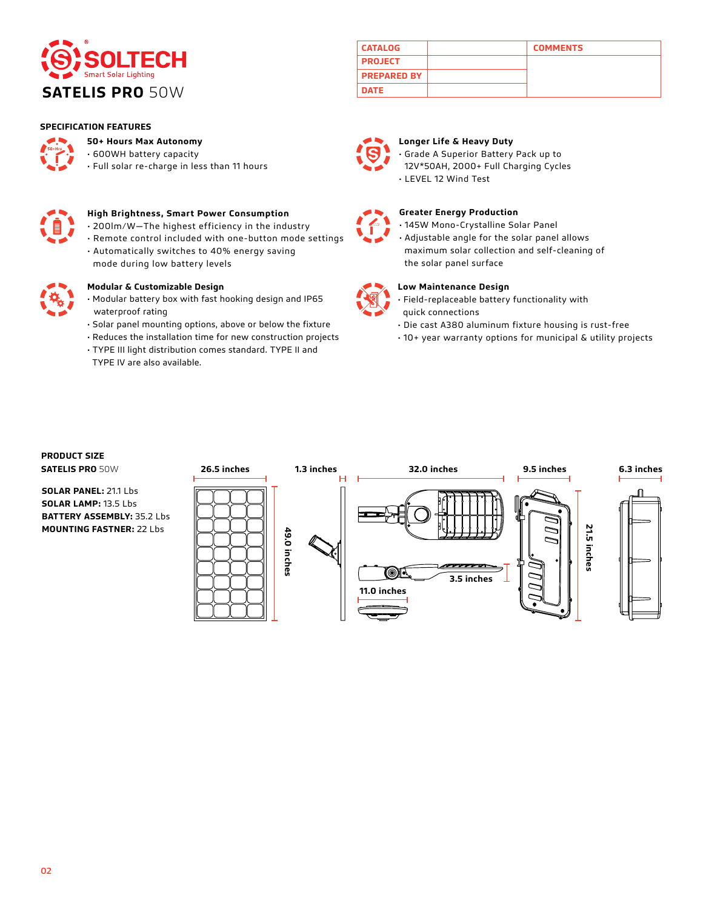# SOLTECH

Smart Solar Lighting

## SATELIS PRO 50W

| CATALOG | | COMMENTS |
| --- | --- | --- |
| PROJECT | | |
| PREPARED BY | | |
| DATE | | |

## SPECIFICATION FEATURES

### 50+ Hours Max Autonomy

- 600WH battery capacity
- Full solar re-charge in less than 11 hours

### High Brightness, Smart Power Consumption

- 200lm/W—The highest efficiency in the industry
- Remote control included with one-button mode settings
- Automatically switches to 40% energy saving mode during low battery levels

### Modular & Customizable Design

- Modular battery box with fast hooking design and IP65 waterproof rating
- Solar panel mounting options, above or below the fixture
- Reduces the installation time for new construction projects
- TYPE III light distribution comes standard. TYPE II and TYPE IV are also available.

### Longer Life & Heavy Duty

- Grade A Superior Battery Pack up to 12V*50AH, 2000+ Full Charging Cycles
- LEVEL 12 Wind Test

### Greater Energy Production

- 145W Mono-Crystalline Solar Panel
- Adjustable angle for the solar panel allows maximum solar collection and self-cleaning of the solar panel surface

### Low Maintenance Design

- Field-replaceable battery functionality with quick connections
- Die cast A380 aluminum fixture housing is rust-free
- 10+ year warranty options for municipal & utility projects

## PRODUCT SIZE

**SATELIS PRO** 50W

**SOLAR PANEL:** 21.1 Lbs
**SOLAR LAMP:** 13.5 Lbs
**BATTERY ASSEMBLY:** 35.2 Lbs
**MOUNTING FASTNER:** 22 Lbs

26.5 inches | 49.0 inches | 1.3 inches | 32.0 inches | 3.5 inches | 11.0 inches | 9.5 inches | 21.5 inches | 6.3 inches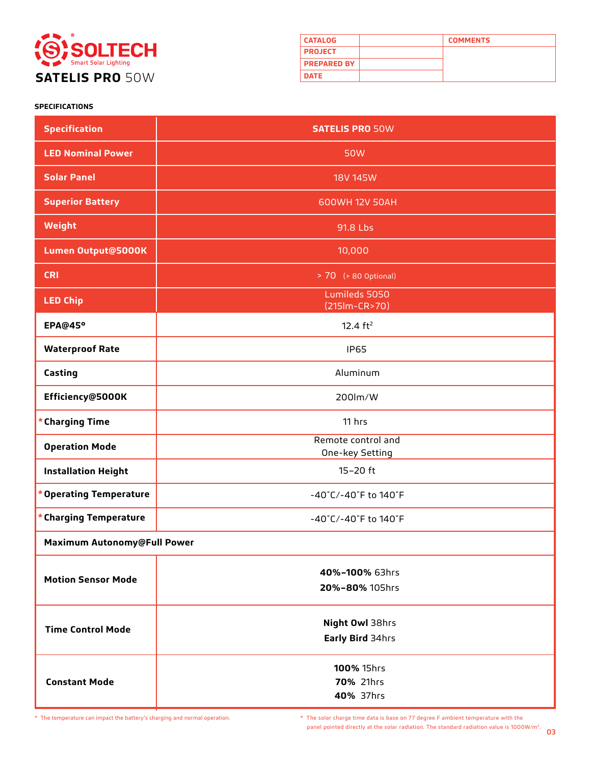SOLTECH® Smart Solar Lighting

# SATELIS PRO 50W

| CATALOG | | COMMENTS |
|---|---|---|
| PROJECT | | |
| PREPARED BY | | |
| DATE | | |

## SPECIFICATIONS

| Specification | SATELIS PRO 50W |
|---|---|
| LED Nominal Power | 50W |
| Solar Panel | 18V 145W |
| Superior Battery | 600WH 12V 50AH |
| Weight | 91.8 Lbs |
| Lumen Output@5000K | 10,000 |
| CRI | > 70 (> 80 Optional) |
| LED Chip | Lumileds 5050 (215lm-CR>70) |
| EPA@45° | 12.4 $ft^2$ |
| Waterproof Rate | IP65 |
| Casting | Aluminum |
| Efficiency@5000K | 200lm/W |
| *Charging Time | 11 hrs |
| Operation Mode | Remote control and One-key Setting |
| Installation Height | 15–20 ft |
| *Operating Temperature | -40˚C/-40˚F to 140˚F |
| *Charging Temperature | -40˚C/-40˚F to 140˚F |
| **Maximum Autonomy@Full Power** | |
| Motion Sensor Mode | **40%–100%** 63hrs<br>**20%–80%** 105hrs |
| Time Control Mode | **Night Owl** 38hrs<br>**Early Bird** 34hrs |
| Constant Mode | **100%** 15hrs<br>**70%** 21hrs<br>**40%** 37hrs |

\* The temperature can impact the battery's charging and normal operation.

\* The solar charge time data is base on 77 degree F ambient temperature with the panel pointed directly at the solar radiation. The standard radiation value is 1000W/$m^2$.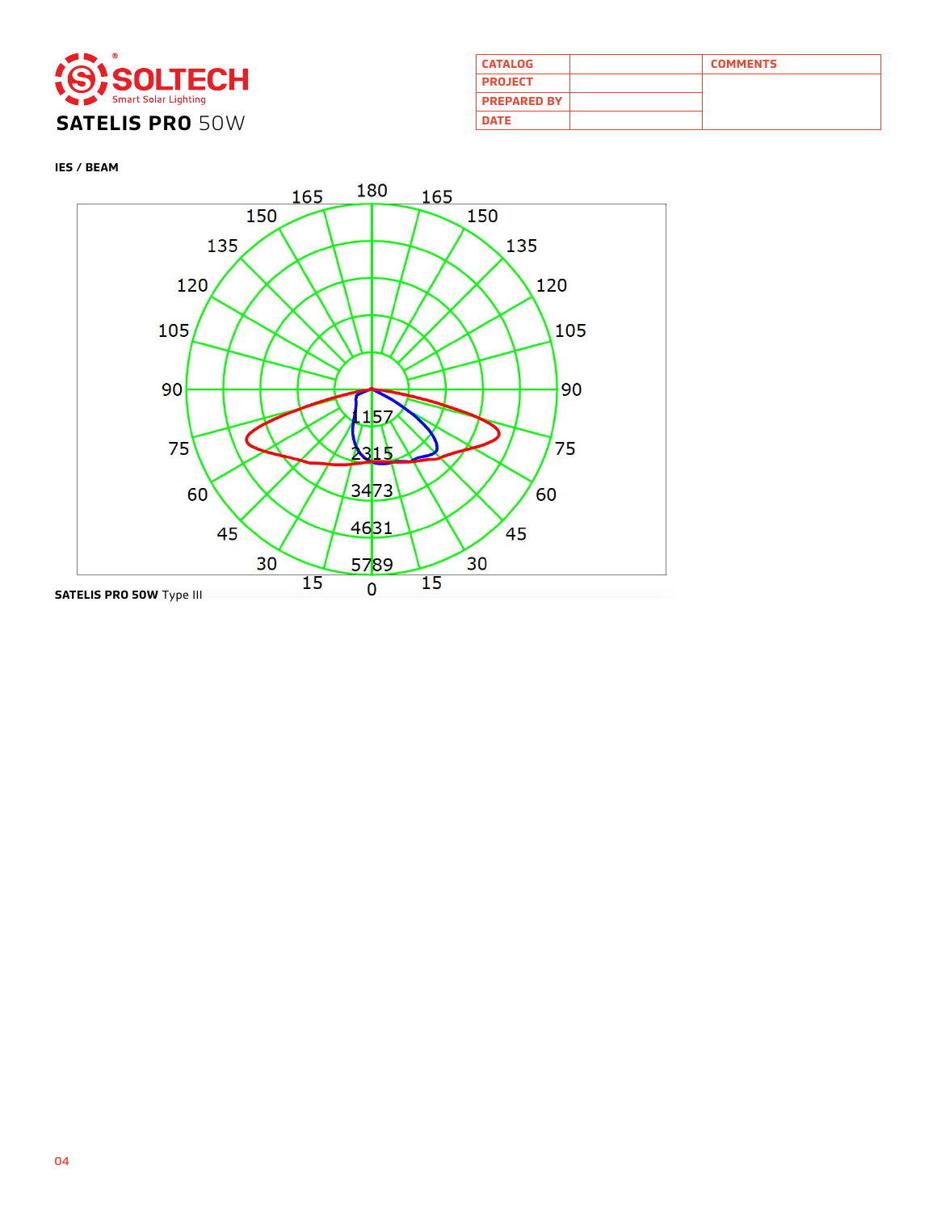# SOLTECH
Smart Solar Lighting

## SATELIS PRO 50W

| CATALOG | | COMMENTS |
| --- | --- | --- |
| PROJECT | | |
| PREPARED BY | | |
| DATE | | |

**IES / BEAM**

**SATELIS PRO 50W** Type III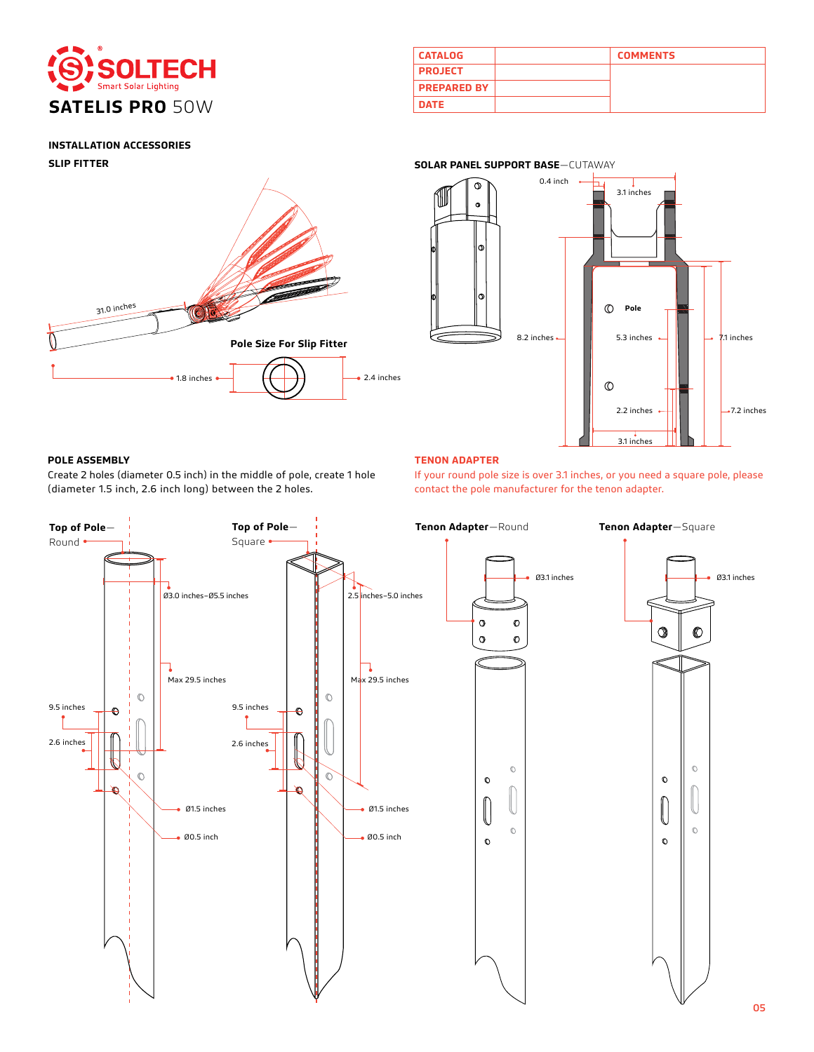# SOLTECH

Smart Solar Lighting

## SATELIS PRO 50W

| CATALOG | | COMMENTS |
| --- | --- | --- |
| PROJECT | | |
| PREPARED BY | | |
| DATE | | |

### INSTALLATION ACCESSORIES

### SLIP FITTER

31.0 inches

**Pole Size For Slip Fitter**

1.8 inches

2.4 inches

### SOLAR PANEL SUPPORT BASE—CUTAWAY

0.4 inch

3.1 inches

Pole

8.2 inches

5.3 inches

7.1 inches

2.2 inches

7.2 inches

3.1 inches

### POLE ASSEMBLY

Create 2 holes (diameter 0.5 inch) in the middle of pole, create 1 hole (diameter 1.5 inch, 2.6 inch long) between the 2 holes.

### TENON ADAPTER

If your round pole size is over 3.1 inches, or you need a square pole, please contact the pole manufacturer for the tenon adapter.

**Top of Pole**—Round

Ø3.0 inches–Ø5.5 inches

Max 29.5 inches

9.5 inches

2.6 inches

Ø1.5 inches

Ø0.5 inch

**Top of Pole**—Square

2.5 inches–5.0 inches

Max 29.5 inches

9.5 inches

2.6 inches

Ø1.5 inches

Ø0.5 inch

**Tenon Adapter**—Round

Ø3.1 inches

**Tenon Adapter**—Square

Ø3.1 inches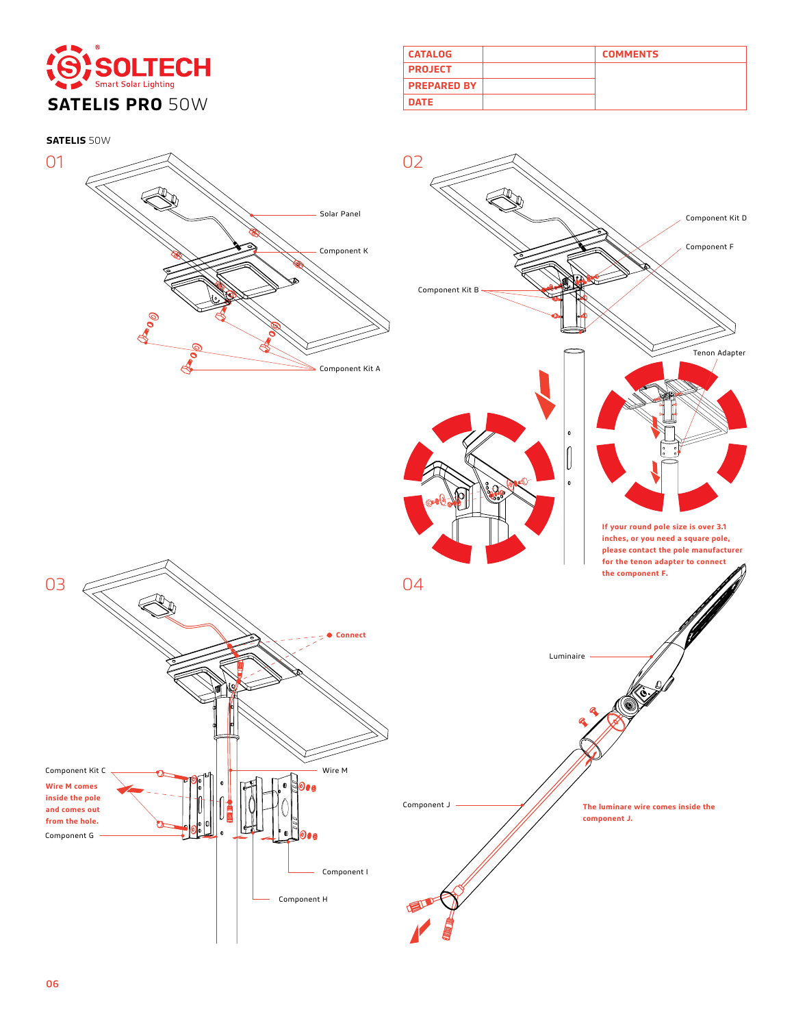SOLTECH
Smart Solar Lighting

# SATELIS PRO 50W

| CATALOG | | COMMENTS |
|---|---|---|
| PROJECT | | |
| PREPARED BY | | |
| DATE | | |

**SATELIS** 50W

01

Solar Panel

Component K

Component Kit A

02

Component Kit D

Component F

Component Kit B

Tenon Adapter

**If your round pole size is over 3.1 inches, or you need a square pole, please contact the pole manufacturer for the tenon adapter to connect the component F.**

03

Connect

Component Kit C

**Wire M comes inside the pole and comes out from the hole.**

Component G

Wire M

Component I

Component H

04

Luminaire

Component J

**The luminare wire comes inside the component J.**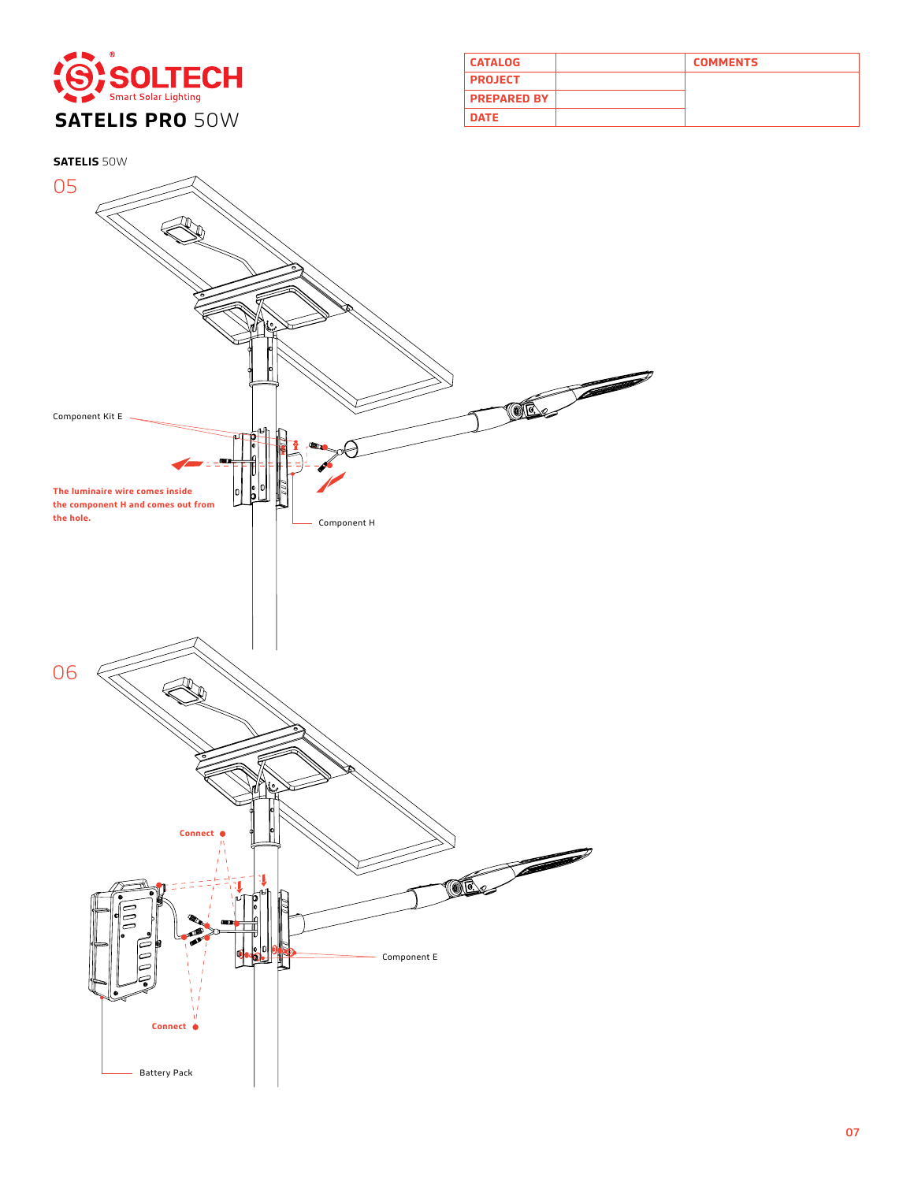# SATELIS PRO 50W

| CATALOG | | COMMENTS |
| --- | --- | --- |
| PROJECT | | |
| PREPARED BY | | |
| DATE | | |

**SATELIS** 50W

05

Component Kit E

**The luminaire wire comes inside the component H and comes out from the hole.**

Component H

06

**Connect**

Component E

**Connect**

Battery Pack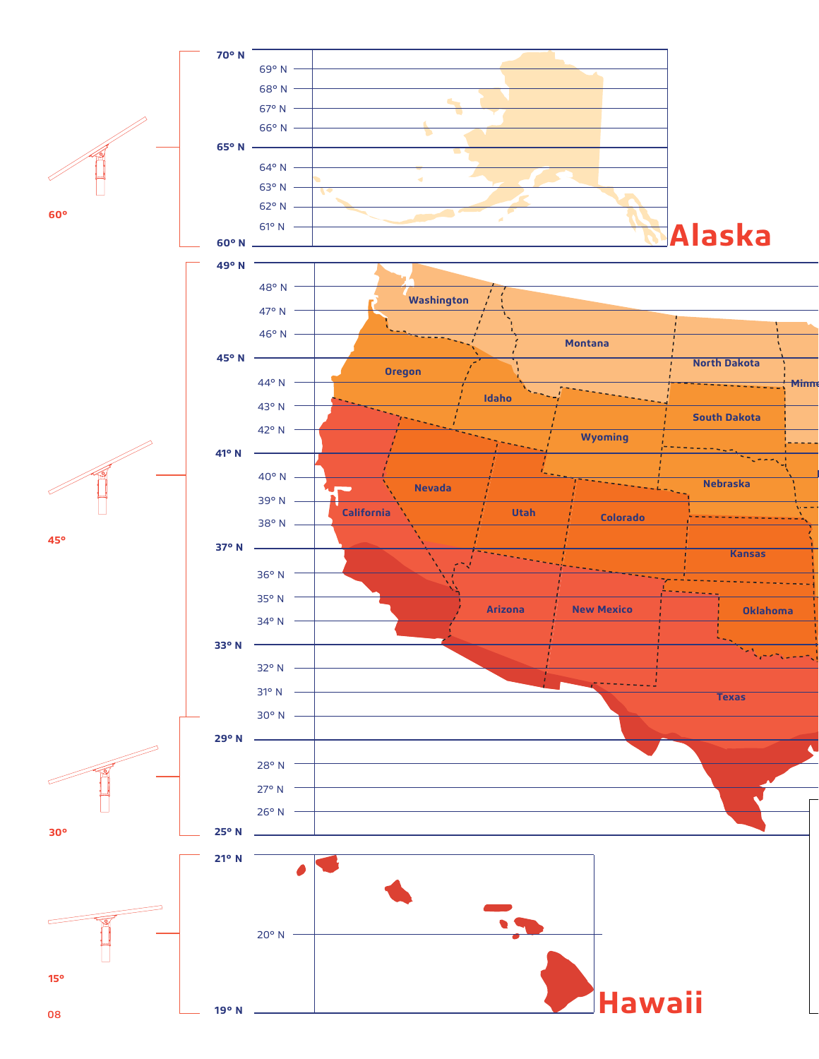60°

45°

30°

15°

70° N
69° N
68° N
67° N
66° N
65° N
64° N
63° N
62° N
61° N
60° N

# Alaska

49° N
48° N
47° N
46° N
45° N
44° N
43° N
42° N
41° N
40° N
39° N
38° N
37° N
36° N
35° N
34° N
33° N
32° N
31° N
30° N
29° N
28° N
27° N
26° N
25° N

Washington
Montana
North Dakota
Minne
Oregon
Idaho
South Dakota
Wyoming
Nebraska
Nevada
California
Utah
Colorado
Kansas
Arizona
New Mexico
Oklahoma
Texas

21° N
20° N
19° N

# Hawaii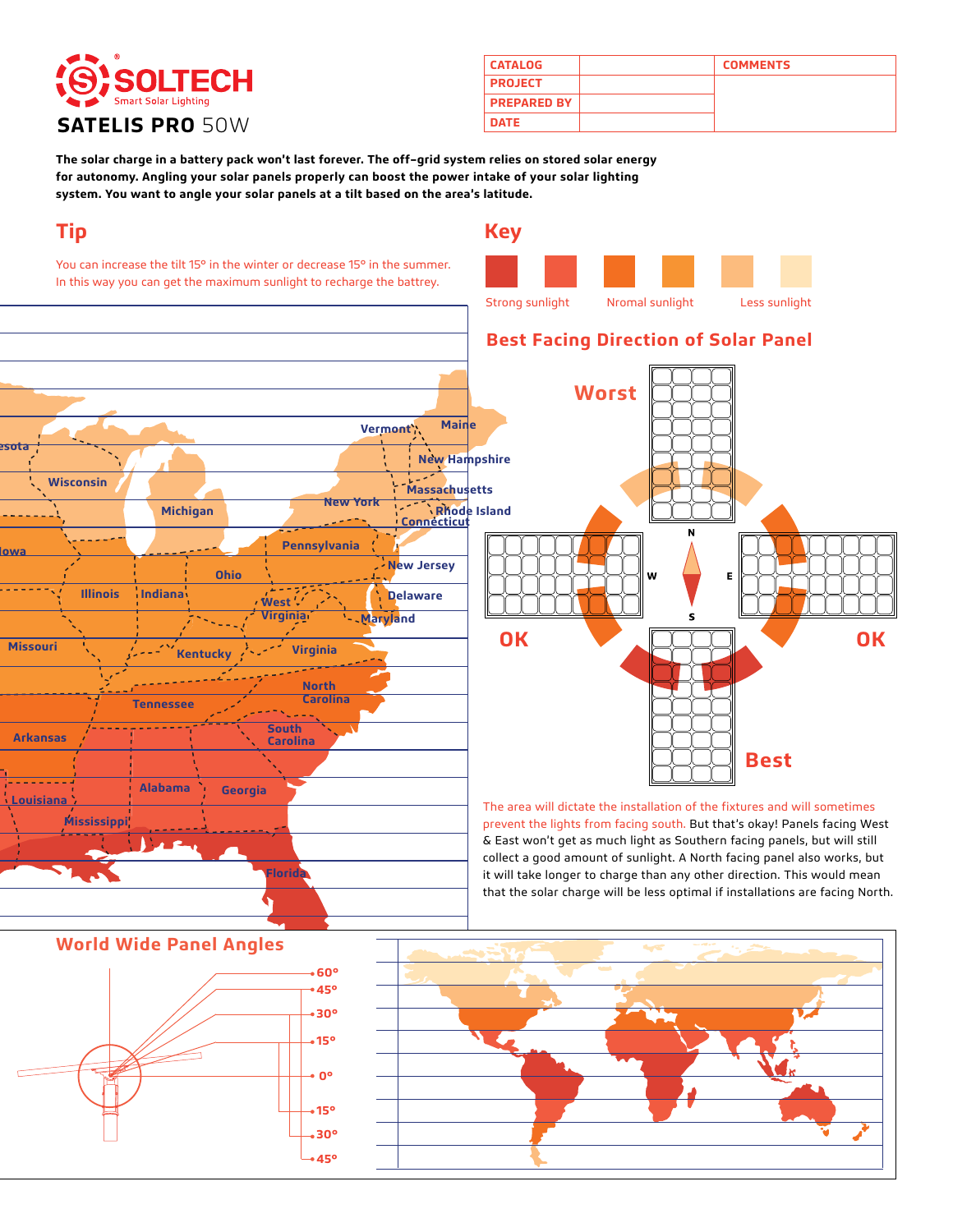# SOLTECH

Smart Solar Lighting

## SATELIS PRO 50W

| CATALOG | | COMMENTS |
|---|---|---|
| PROJECT | | |
| PREPARED BY | | |
| DATE | | |

**The solar charge in a battery pack won't last forever. The off-grid system relies on stored solar energy for autonomy. Angling your solar panels properly can boost the power intake of your solar lighting system. You want to angle your solar panels at a tilt based on the area's latitude.**

## Tip

You can increase the tilt 15° in the winter or decrease 15° in the summer. In this way you can get the maximum sunlight to recharge the battrey.

## Key

Strong sunlight — Nromal sunlight — Less sunlight

## Best Facing Direction of Solar Panel

Worst (N) — OK (W) — OK (E) — Best (S)

The area will dictate the installation of the fixtures and will sometimes prevent the lights from facing south. But that's okay! Panels facing West & East won't get as much light as Southern facing panels, but will still collect a good amount of sunlight. A North facing panel also works, but it will take longer to charge than any other direction. This would mean that the solar charge will be less optimal if installations are facing North.

## World Wide Panel Angles

60°, 45°, 30°, 15°, 0°, 15°, 30°, 45°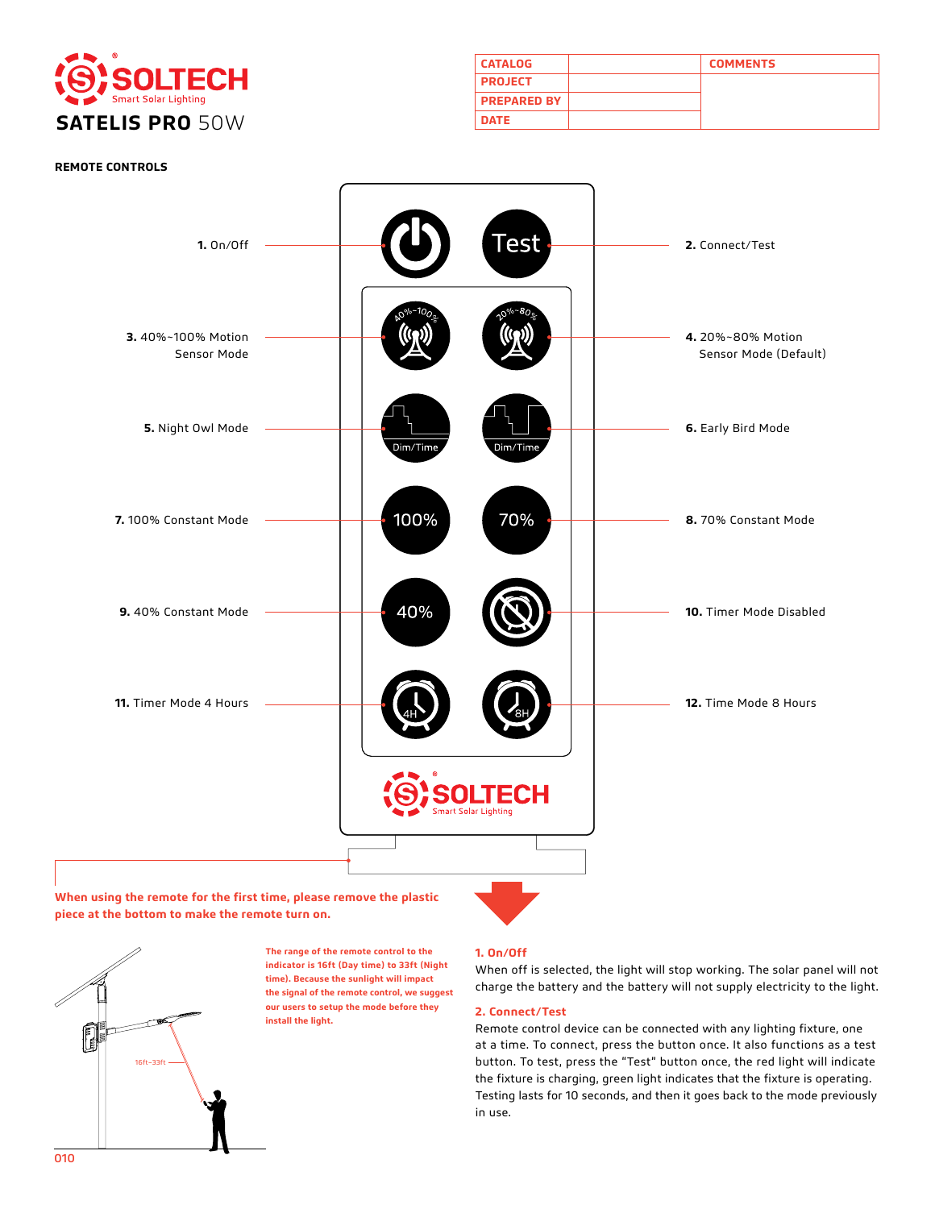# SOLTECH

Smart Solar Lighting

## SATELIS PRO 50W

| CATALOG | | COMMENTS |
|---|---|---|
| PROJECT | | |
| PREPARED BY | | |
| DATE | | |

### REMOTE CONTROLS

**1.** On/Off

**2.** Connect/Test

**3.** 40%~100% Motion Sensor Mode

**4.** 20%~80% Motion Sensor Mode (Default)

**5.** Night Owl Mode

**6.** Early Bird Mode

**7.** 100% Constant Mode

**8.** 70% Constant Mode

**9.** 40% Constant Mode

**10.** Timer Mode Disabled

**11.** Timer Mode 4 Hours

**12.** Time Mode 8 Hours

**When using the remote for the first time, please remove the plastic piece at the bottom to make the remote turn on.**

**The range of the remote control to the indicator is 16ft (Day time) to 33ft (Night time). Because the sunlight will impact the signal of the remote control, we suggest our users to setup the mode before they install the light.**

16ft~33ft

**1. On/Off**

When off is selected, the light will stop working. The solar panel will not charge the battery and the battery will not supply electricity to the light.

**2. Connect/Test**

Remote control device can be connected with any lighting fixture, one at a time. To connect, press the button once. It also functions as a test button. To test, press the "Test" button once, the red light will indicate the fixture is charging, green light indicates that the fixture is operating. Testing lasts for 10 seconds, and then it goes back to the mode previously in use.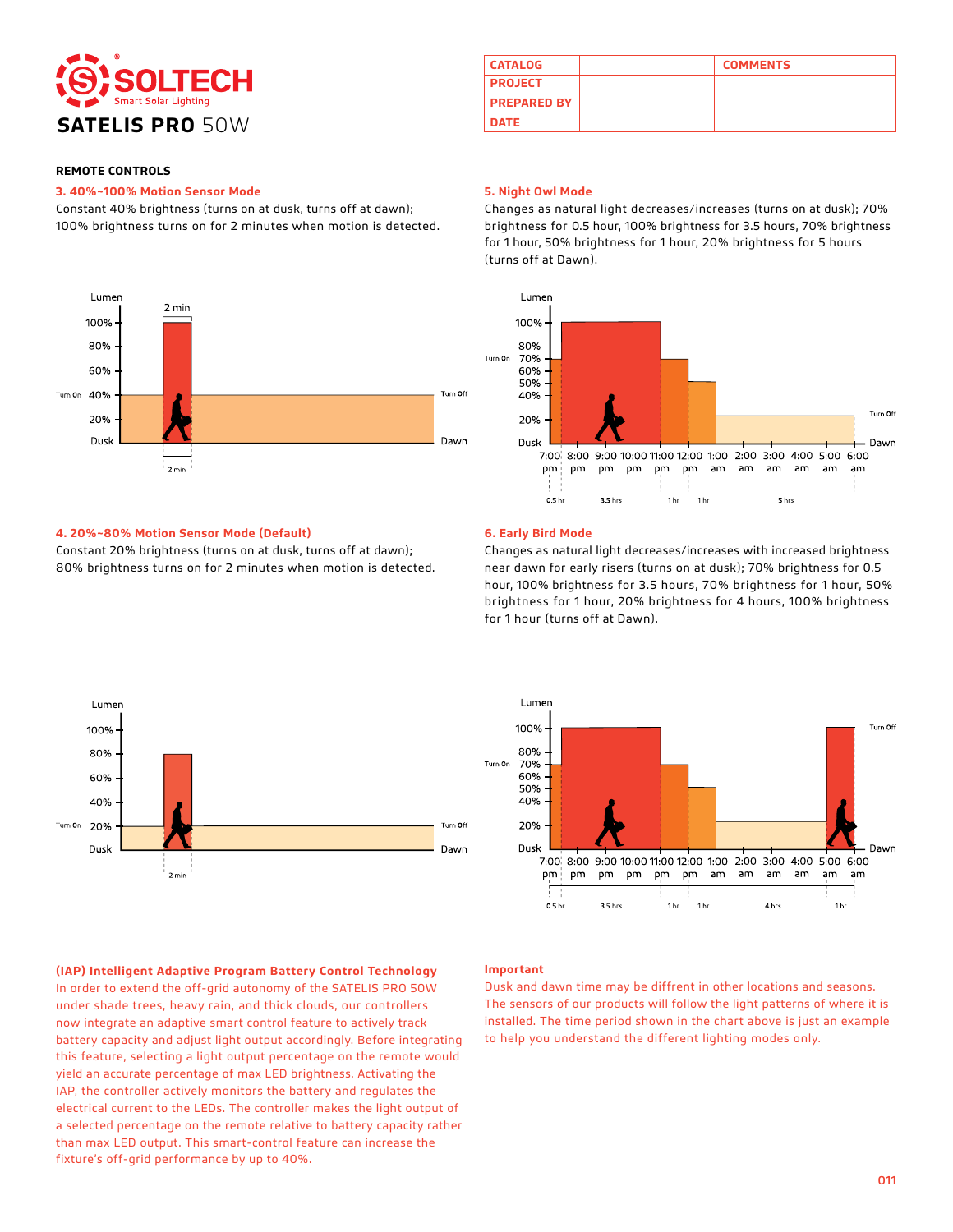# SATELIS PRO 50W

| CATALOG | | COMMENTS |
|---|---|---|
| PROJECT | | |
| PREPARED BY | | |
| DATE | | |

## REMOTE CONTROLS

### 3. 40%~100% Motion Sensor Mode

Constant 40% brightness (turns on at dusk, turns off at dawn); 100% brightness turns on for 2 minutes when motion is detected.

### 4. 20%~80% Motion Sensor Mode (Default)

Constant 20% brightness (turns on at dusk, turns off at dawn); 80% brightness turns on for 2 minutes when motion is detected.

### 5. Night Owl Mode

Changes as natural light decreases/increases (turns on at dusk); 70% brightness for 0.5 hour, 100% brightness for 3.5 hours, 70% brightness for 1 hour, 50% brightness for 1 hour, 20% brightness for 5 hours (turns off at Dawn).

### 6. Early Bird Mode

Changes as natural light decreases/increases with increased brightness near dawn for early risers (turns on at dusk); 70% brightness for 0.5 hour, 100% brightness for 3.5 hours, 70% brightness for 1 hour, 50% brightness for 1 hour, 20% brightness for 4 hours, 100% brightness for 1 hour (turns off at Dawn).

### (IAP) Intelligent Adaptive Program Battery Control Technology

In order to extend the off-grid autonomy of the SATELIS PRO 50W under shade trees, heavy rain, and thick clouds, our controllers now integrate an adaptive smart control feature to actively track battery capacity and adjust light output accordingly. Before integrating this feature, selecting a light output percentage on the remote would yield an accurate percentage of max LED brightness. Activating the IAP, the controller actively monitors the battery and regulates the electrical current to the LEDs. The controller makes the light output of a selected percentage on the remote relative to battery capacity rather than max LED output. This smart-control feature can increase the fixture's off-grid performance by up to 40%.

### Important

Dusk and dawn time may be diffrent in other locations and seasons. The sensors of our products will follow the light patterns of where it is installed. The time period shown in the chart above is just an example to help you understand the different lighting modes only.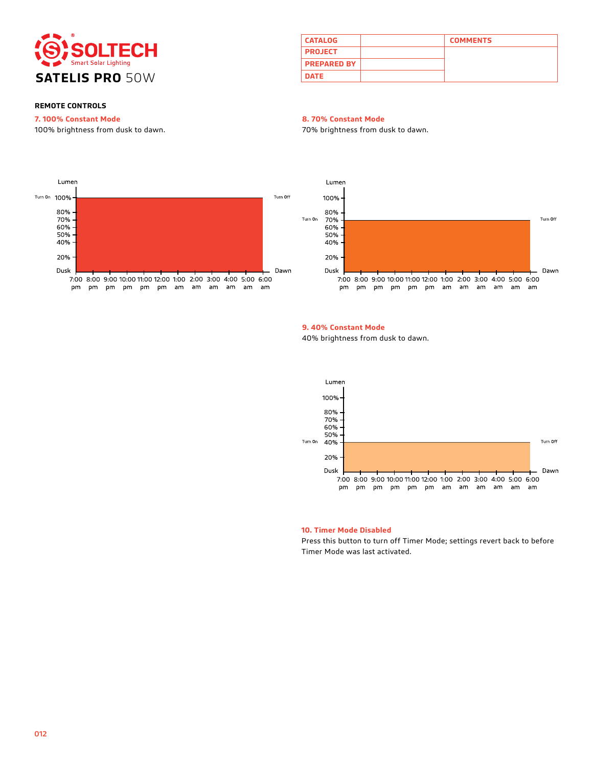# SOLTECH

Smart Solar Lighting

## SATELIS PRO 50W

| CATALOG | | COMMENTS |
|---|---|---|
| PROJECT | | |
| PREPARED BY | | |
| DATE | | |

### REMOTE CONTROLS

**7. 100% Constant Mode**

100% brightness from dusk to dawn.

**8. 70% Constant Mode**

70% brightness from dusk to dawn.

**9. 40% Constant Mode**

40% brightness from dusk to dawn.

**10. Timer Mode Disabled**

Press this button to turn off Timer Mode; settings revert back to before Timer Mode was last activated.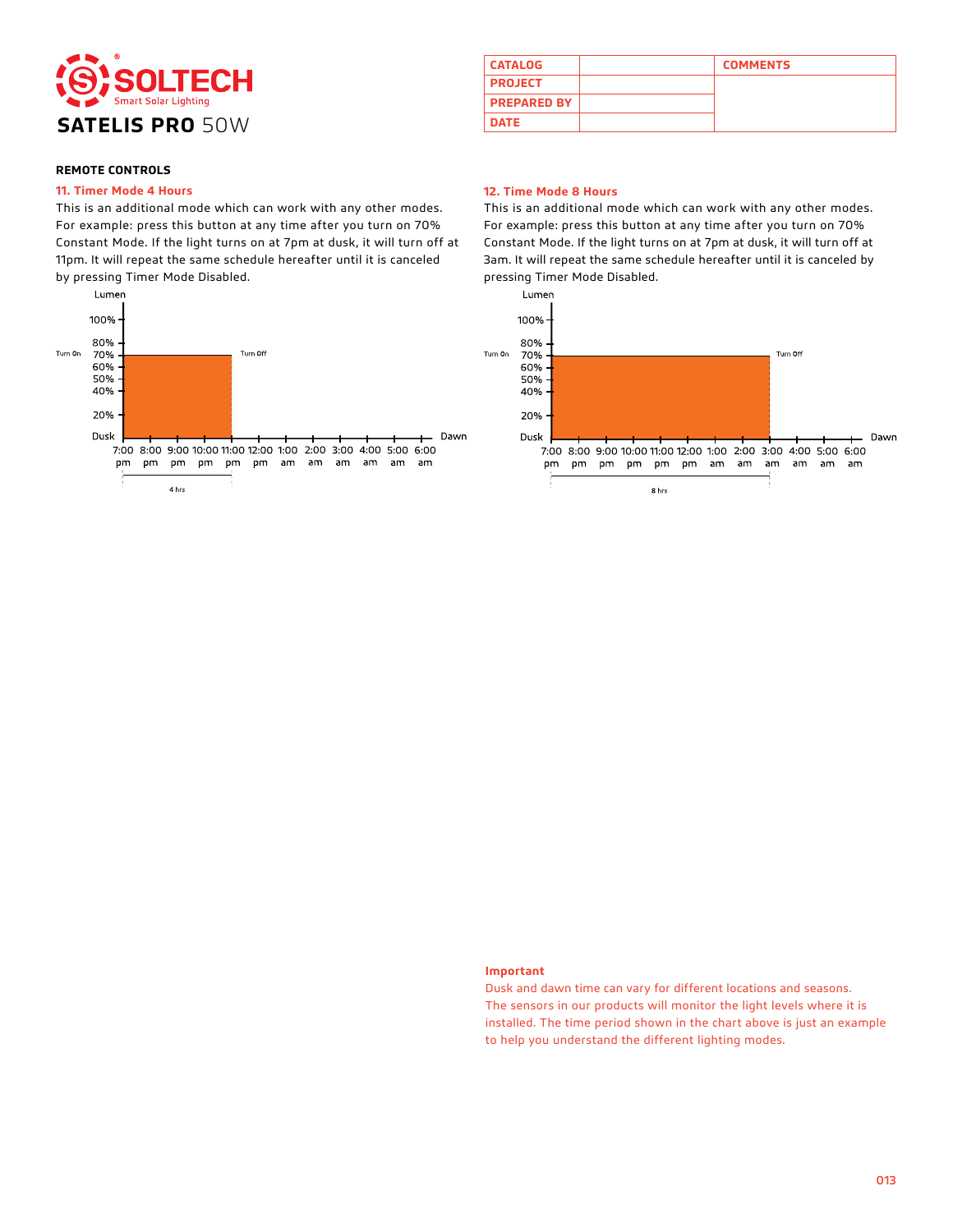# SOLTECH
Smart Solar Lighting

## SATELIS PRO 50W

| CATALOG | | COMMENTS |
|---|---|---|
| PROJECT | | |
| PREPARED BY | | |
| DATE | | |

### REMOTE CONTROLS

**11. Timer Mode 4 Hours**

This is an additional mode which can work with any other modes. For example: press this button at any time after you turn on 70% Constant Mode. If the light turns on at 7pm at dusk, it will turn off at 11pm. It will repeat the same schedule hereafter until it is canceled by pressing Timer Mode Disabled.

Lumen: 100%, 80%, 70%, 60%, 50%, 40%, 20%
Turn On — Turn Off
Dusk — Dawn
7:00 pm, 8:00 pm, 9:00 pm, 10:00 pm, 11:00 pm, 12:00 pm, 1:00 am, 2:00 am, 3:00 am, 4:00 am, 5:00 am, 6:00 am
4 hrs

**12. Time Mode 8 Hours**

This is an additional mode which can work with any other modes. For example: press this button at any time after you turn on 70% Constant Mode. If the light turns on at 7pm at dusk, it will turn off at 3am. It will repeat the same schedule hereafter until it is canceled by pressing Timer Mode Disabled.

Lumen: 100%, 80%, 70%, 60%, 50%, 40%, 20%
Turn On — Turn Off
Dusk — Dawn
7:00 pm, 8:00 pm, 9:00 pm, 10:00 pm, 11:00 pm, 12:00 pm, 1:00 am, 2:00 am, 3:00 am, 4:00 am, 5:00 am, 6:00 am
8 hrs

**Important**

Dusk and dawn time can vary for different locations and seasons. The sensors in our products will monitor the light levels where it is installed. The time period shown in the chart above is just an example to help you understand the different lighting modes.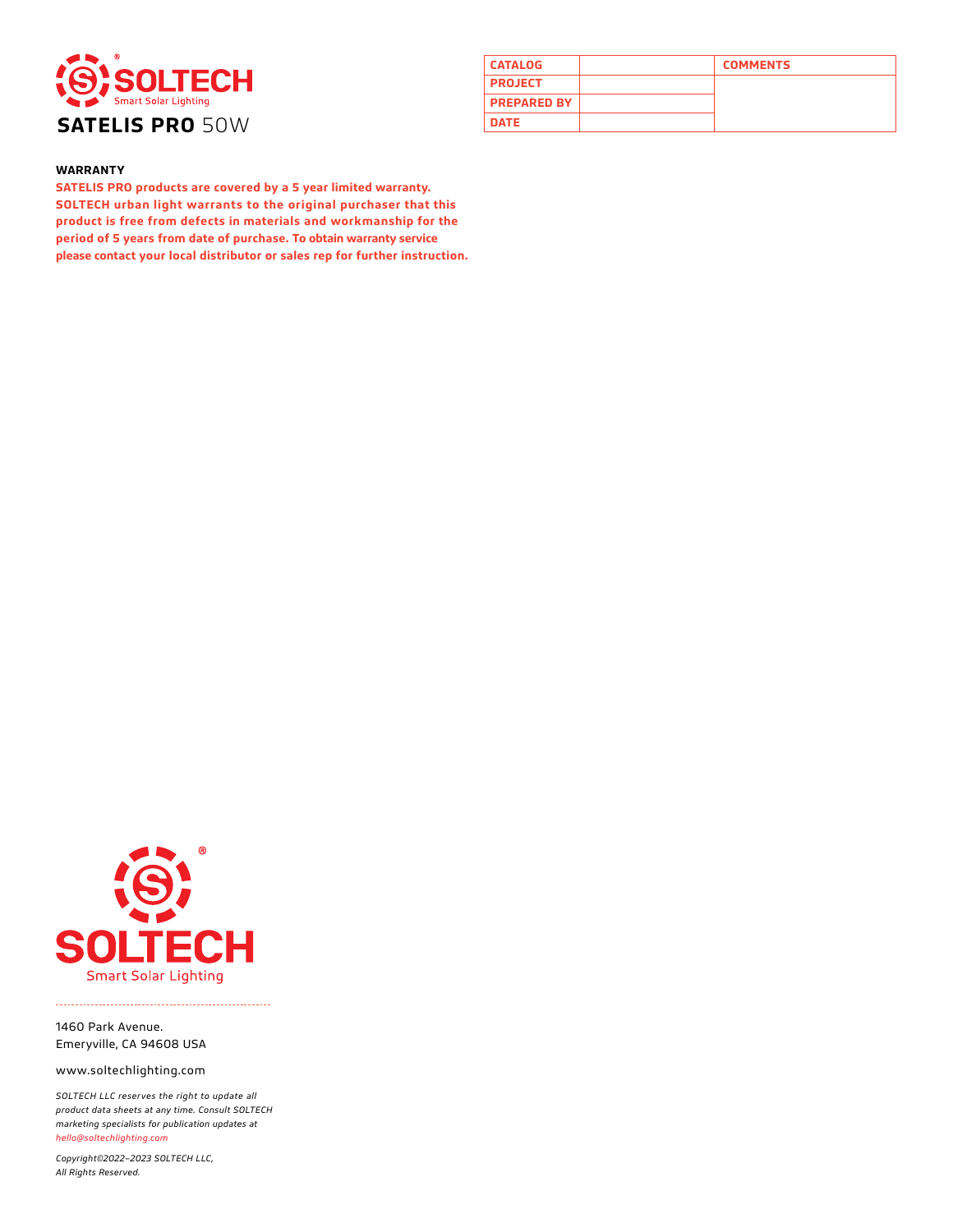SOLTECH
Smart Solar Lighting

# SATELIS PRO 50W

| | | |
|---|---|---|
| CATALOG | | COMMENTS |
| PROJECT | | |
| PREPARED BY | | |
| DATE | | |

**WARRANTY**

**SATELIS PRO products are covered by a 5 year limited warranty. SOLTECH urban light warrants to the original purchaser that this product is free from defects in materials and workmanship for the period of 5 years from date of purchase. To obtain warranty service please contact your local distributor or sales rep for further instruction.**

SOLTECH
Smart Solar Lighting

1460 Park Avenue.
Emeryville, CA 94608 USA

www.soltechlighting.com

*SOLTECH LLC reserves the right to update all product data sheets at any time. Consult SOLTECH marketing specialists for publication updates at hello@soltechlighting.com*

*Copyright©2022–2023 SOLTECH LLC, All Rights Reserved.*